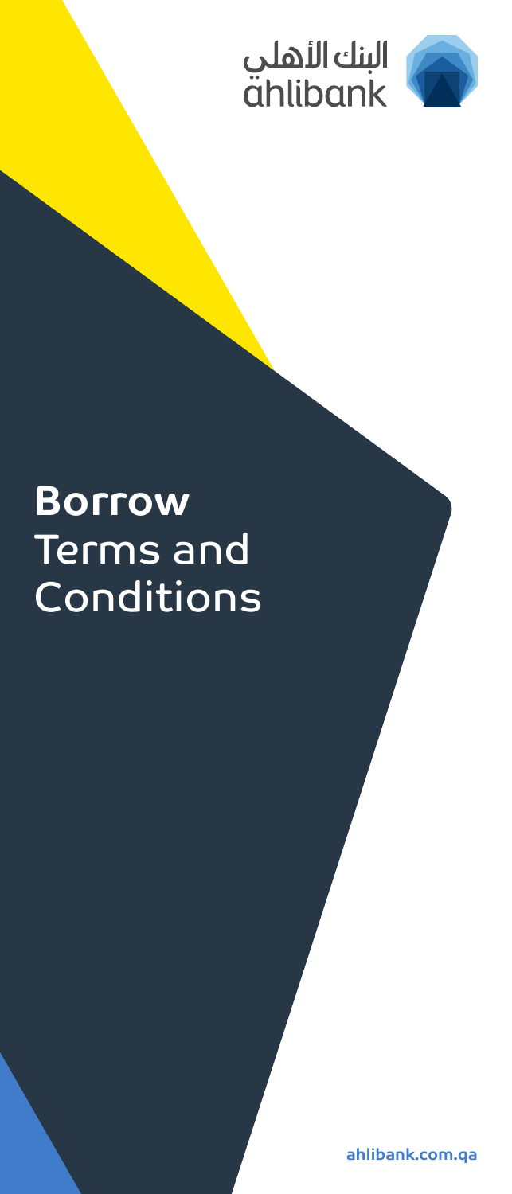البنك الأهلي
ahlibank

# **Borrow** Terms and Conditions

ahlibank.com.qa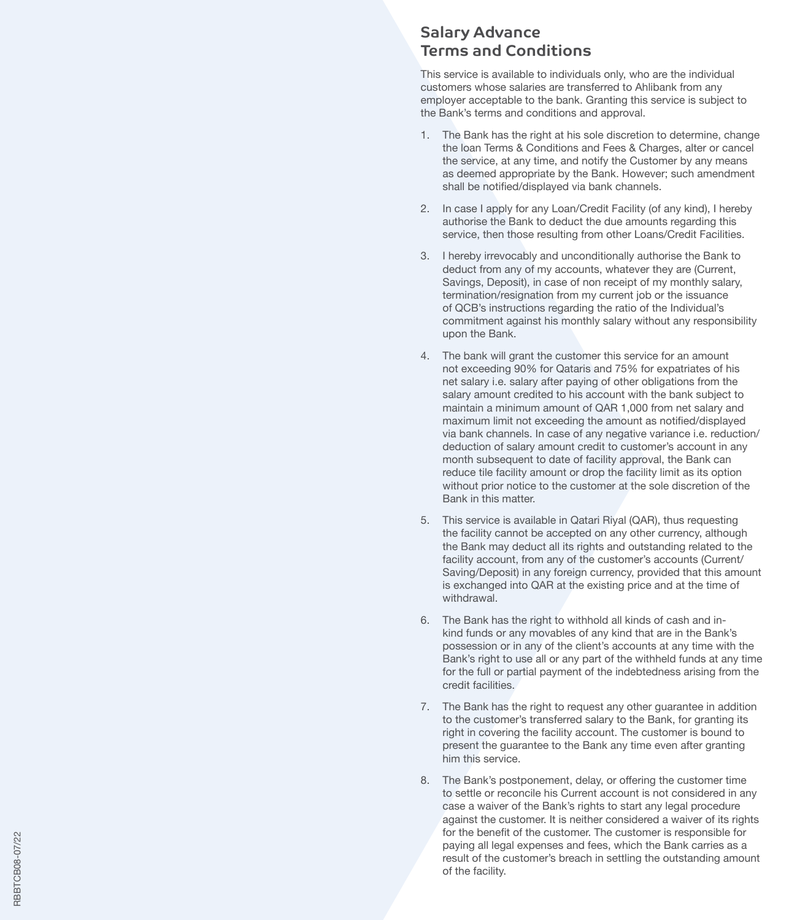# Salary Advance Terms and Conditions

This service is available to individuals only, who are the individual customers whose salaries are transferred to Ahlibank from any employer acceptable to the bank. Granting this service is subject to the Bank's terms and conditions and approval.

1. The Bank has the right at his sole discretion to determine, change the loan Terms & Conditions and Fees & Charges, alter or cancel the service, at any time, and notify the Customer by any means as deemed appropriate by the Bank. However; such amendment shall be notified/displayed via bank channels.

2. In case I apply for any Loan/Credit Facility (of any kind), I hereby authorise the Bank to deduct the due amounts regarding this service, then those resulting from other Loans/Credit Facilities.

3. I hereby irrevocably and unconditionally authorise the Bank to deduct from any of my accounts, whatever they are (Current, Savings, Deposit), in case of non receipt of my monthly salary, termination/resignation from my current job or the issuance of QCB's instructions regarding the ratio of the Individual's commitment against his monthly salary without any responsibility upon the Bank.

4. The bank will grant the customer this service for an amount not exceeding 90% for Qataris and 75% for expatriates of his net salary i.e. salary after paying of other obligations from the salary amount credited to his account with the bank subject to maintain a minimum amount of QAR 1,000 from net salary and maximum limit not exceeding the amount as notified/displayed via bank channels. In case of any negative variance i.e. reduction/deduction of salary amount credit to customer's account in any month subsequent to date of facility approval, the Bank can reduce tile facility amount or drop the facility limit as its option without prior notice to the customer at the sole discretion of the Bank in this matter.

5. This service is available in Qatari Riyal (QAR), thus requesting the facility cannot be accepted on any other currency, although the Bank may deduct all its rights and outstanding related to the facility account, from any of the customer's accounts (Current/Saving/Deposit) in any foreign currency, provided that this amount is exchanged into QAR at the existing price and at the time of withdrawal.

6. The Bank has the right to withhold all kinds of cash and in-kind funds or any movables of any kind that are in the Bank's possession or in any of the client's accounts at any time with the Bank's right to use all or any part of the withheld funds at any time for the full or partial payment of the indebtedness arising from the credit facilities.

7. The Bank has the right to request any other guarantee in addition to the customer's transferred salary to the Bank, for granting its right in covering the facility account. The customer is bound to present the guarantee to the Bank any time even after granting him this service.

8. The Bank's postponement, delay, or offering the customer time to settle or reconcile his Current account is not considered in any case a waiver of the Bank's rights to start any legal procedure against the customer. It is neither considered a waiver of its rights for the benefit of the customer. The customer is responsible for paying all legal expenses and fees, which the Bank carries as a result of the customer's breach in settling the outstanding amount of the facility.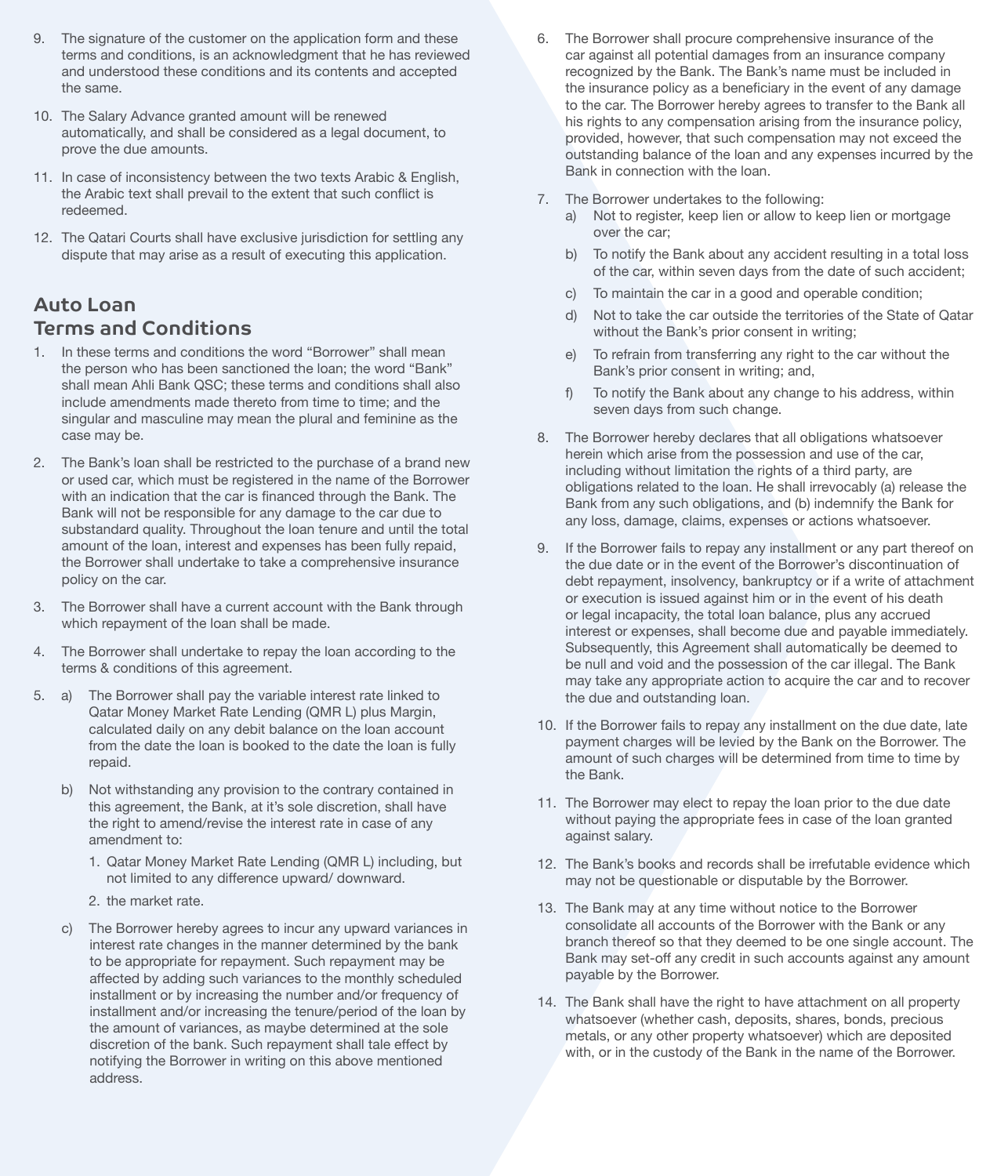9. The signature of the customer on the application form and these terms and conditions, is an acknowledgment that he has reviewed and understood these conditions and its contents and accepted the same.

10. The Salary Advance granted amount will be renewed automatically, and shall be considered as a legal document, to prove the due amounts.

11. In case of inconsistency between the two texts Arabic & English, the Arabic text shall prevail to the extent that such conflict is redeemed.

12. The Qatari Courts shall have exclusive jurisdiction for settling any dispute that may arise as a result of executing this application.

## Auto Loan Terms and Conditions

1. In these terms and conditions the word "Borrower" shall mean the person who has been sanctioned the loan; the word "Bank" shall mean Ahli Bank QSC; these terms and conditions shall also include amendments made thereto from time to time; and the singular and masculine may mean the plural and feminine as the case may be.

2. The Bank's loan shall be restricted to the purchase of a brand new or used car, which must be registered in the name of the Borrower with an indication that the car is financed through the Bank. The Bank will not be responsible for any damage to the car due to substandard quality. Throughout the loan tenure and until the total amount of the loan, interest and expenses has been fully repaid, the Borrower shall undertake to take a comprehensive insurance policy on the car.

3. The Borrower shall have a current account with the Bank through which repayment of the loan shall be made.

4. The Borrower shall undertake to repay the loan according to the terms & conditions of this agreement.

5. a) The Borrower shall pay the variable interest rate linked to Qatar Money Market Rate Lending (QMR L) plus Margin, calculated daily on any debit balance on the loan account from the date the loan is booked to the date the loan is fully repaid.

   b) Not withstanding any provision to the contrary contained in this agreement, the Bank, at it's sole discretion, shall have the right to amend/revise the interest rate in case of any amendment to:

      1. Qatar Money Market Rate Lending (QMR L) including, but not limited to any difference upward/ downward.

      2. the market rate.

   c) The Borrower hereby agrees to incur any upward variances in interest rate changes in the manner determined by the bank to be appropriate for repayment. Such repayment may be affected by adding such variances to the monthly scheduled installment or by increasing the number and/or frequency of installment and/or increasing the tenure/period of the loan by the amount of variances, as maybe determined at the sole discretion of the bank. Such repayment shall tale effect by notifying the Borrower in writing on this above mentioned address.

6. The Borrower shall procure comprehensive insurance of the car against all potential damages from an insurance company recognized by the Bank. The Bank's name must be included in the insurance policy as a beneficiary in the event of any damage to the car. The Borrower hereby agrees to transfer to the Bank all his rights to any compensation arising from the insurance policy, provided, however, that such compensation may not exceed the outstanding balance of the loan and any expenses incurred by the Bank in connection with the loan.

7. The Borrower undertakes to the following:
   a) Not to register, keep lien or allow to keep lien or mortgage over the car;
   b) To notify the Bank about any accident resulting in a total loss of the car, within seven days from the date of such accident;
   c) To maintain the car in a good and operable condition;
   d) Not to take the car outside the territories of the State of Qatar without the Bank's prior consent in writing;
   e) To refrain from transferring any right to the car without the Bank's prior consent in writing; and,
   f) To notify the Bank about any change to his address, within seven days from such change.

8. The Borrower hereby declares that all obligations whatsoever herein which arise from the possession and use of the car, including without limitation the rights of a third party, are obligations related to the loan. He shall irrevocably (a) release the Bank from any such obligations, and (b) indemnify the Bank for any loss, damage, claims, expenses or actions whatsoever.

9. If the Borrower fails to repay any installment or any part thereof on the due date or in the event of the Borrower's discontinuation of debt repayment, insolvency, bankruptcy or if a write of attachment or execution is issued against him or in the event of his death or legal incapacity, the total loan balance, plus any accrued interest or expenses, shall become due and payable immediately. Subsequently, this Agreement shall automatically be deemed to be null and void and the possession of the car illegal. The Bank may take any appropriate action to acquire the car and to recover the due and outstanding loan.

10. If the Borrower fails to repay any installment on the due date, late payment charges will be levied by the Bank on the Borrower. The amount of such charges will be determined from time to time by the Bank.

11. The Borrower may elect to repay the loan prior to the due date without paying the appropriate fees in case of the loan granted against salary.

12. The Bank's books and records shall be irrefutable evidence which may not be questionable or disputable by the Borrower.

13. The Bank may at any time without notice to the Borrower consolidate all accounts of the Borrower with the Bank or any branch thereof so that they deemed to be one single account. The Bank may set-off any credit in such accounts against any amount payable by the Borrower.

14. The Bank shall have the right to have attachment on all property whatsoever (whether cash, deposits, shares, bonds, precious metals, or any other property whatsoever) which are deposited with, or in the custody of the Bank in the name of the Borrower.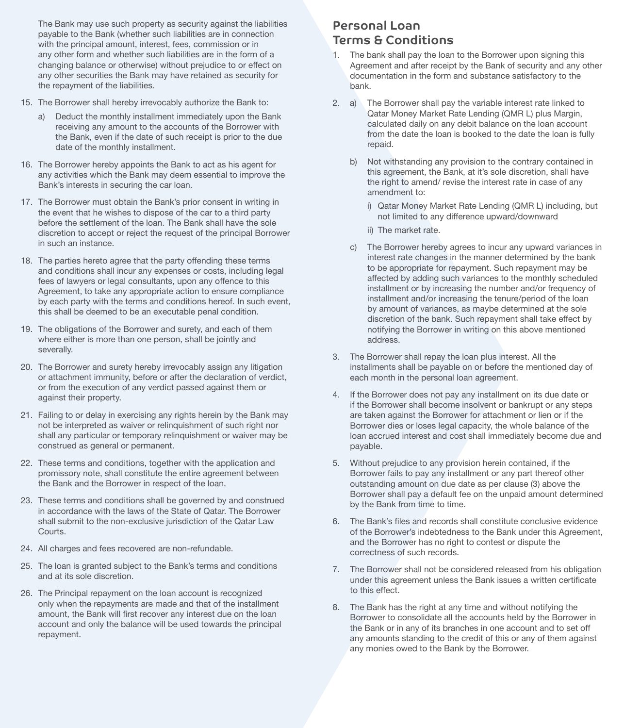The Bank may use such property as security against the liabilities payable to the Bank (whether such liabilities are in connection with the principal amount, interest, fees, commission or in any other form and whether such liabilities are in the form of a changing balance or otherwise) without prejudice to or effect on any other securities the Bank may have retained as security for the repayment of the liabilities.

15. The Borrower shall hereby irrevocably authorize the Bank to:
    a) Deduct the monthly installment immediately upon the Bank receiving any amount to the accounts of the Borrower with the Bank, even if the date of such receipt is prior to the due date of the monthly installment.
16. The Borrower hereby appoints the Bank to act as his agent for any activities which the Bank may deem essential to improve the Bank's interests in securing the car loan.
17. The Borrower must obtain the Bank's prior consent in writing in the event that he wishes to dispose of the car to a third party before the settlement of the loan. The Bank shall have the sole discretion to accept or reject the request of the principal Borrower in such an instance.
18. The parties hereto agree that the party offending these terms and conditions shall incur any expenses or costs, including legal fees of lawyers or legal consultants, upon any offence to this Agreement, to take any appropriate action to ensure compliance by each party with the terms and conditions hereof. In such event, this shall be deemed to be an executable penal condition.
19. The obligations of the Borrower and surety, and each of them where either is more than one person, shall be jointly and severally.
20. The Borrower and surety hereby irrevocably assign any litigation or attachment immunity, before or after the declaration of verdict, or from the execution of any verdict passed against them or against their property.
21. Failing to or delay in exercising any rights herein by the Bank may not be interpreted as waiver or relinquishment of such right nor shall any particular or temporary relinquishment or waiver may be construed as general or permanent.
22. These terms and conditions, together with the application and promissory note, shall constitute the entire agreement between the Bank and the Borrower in respect of the loan.
23. These terms and conditions shall be governed by and construed in accordance with the laws of the State of Qatar. The Borrower shall submit to the non-exclusive jurisdiction of the Qatar Law Courts.
24. All charges and fees recovered are non-refundable.
25. The loan is granted subject to the Bank's terms and conditions and at its sole discretion.
26. The Principal repayment on the loan account is recognized only when the repayments are made and that of the installment amount, the Bank will first recover any interest due on the loan account and only the balance will be used towards the principal repayment.

## Personal Loan Terms & Conditions

1. The bank shall pay the loan to the Borrower upon signing this Agreement and after receipt by the Bank of security and any other documentation in the form and substance satisfactory to the bank.
2. a) The Borrower shall pay the variable interest rate linked to Qatar Money Market Rate Lending (QMR L) plus Margin, calculated daily on any debit balance on the loan account from the date the loan is booked to the date the loan is fully repaid.

   b) Not withstanding any provision to the contrary contained in this agreement, the Bank, at it's sole discretion, shall have the right to amend/ revise the interest rate in case of any amendment to:
      i) Qatar Money Market Rate Lending (QMR L) including, but not limited to any difference upward/downward
      ii) The market rate.

   c) The Borrower hereby agrees to incur any upward variances in interest rate changes in the manner determined by the bank to be appropriate for repayment. Such repayment may be affected by adding such variances to the monthly scheduled installment or by increasing the number and/or frequency of installment and/or increasing the tenure/period of the loan by amount of variances, as maybe determined at the sole discretion of the bank. Such repayment shall take effect by notifying the Borrower in writing on this above mentioned address.
3. The Borrower shall repay the loan plus interest. All the installments shall be payable on or before the mentioned day of each month in the personal loan agreement.
4. If the Borrower does not pay any installment on its due date or if the Borrower shall become insolvent or bankrupt or any steps are taken against the Borrower for attachment or lien or if the Borrower dies or loses legal capacity, the whole balance of the loan accrued interest and cost shall immediately become due and payable.
5. Without prejudice to any provision herein contained, if the Borrower fails to pay any installment or any part thereof other outstanding amount on due date as per clause (3) above the Borrower shall pay a default fee on the unpaid amount determined by the Bank from time to time.
6. The Bank's files and records shall constitute conclusive evidence of the Borrower's indebtedness to the Bank under this Agreement, and the Borrower has no right to contest or dispute the correctness of such records.
7. The Borrower shall not be considered released from his obligation under this agreement unless the Bank issues a written certificate to this effect.
8. The Bank has the right at any time and without notifying the Borrower to consolidate all the accounts held by the Borrower in the Bank or in any of its branches in one account and to set off any amounts standing to the credit of this or any of them against any monies owed to the Bank by the Borrower.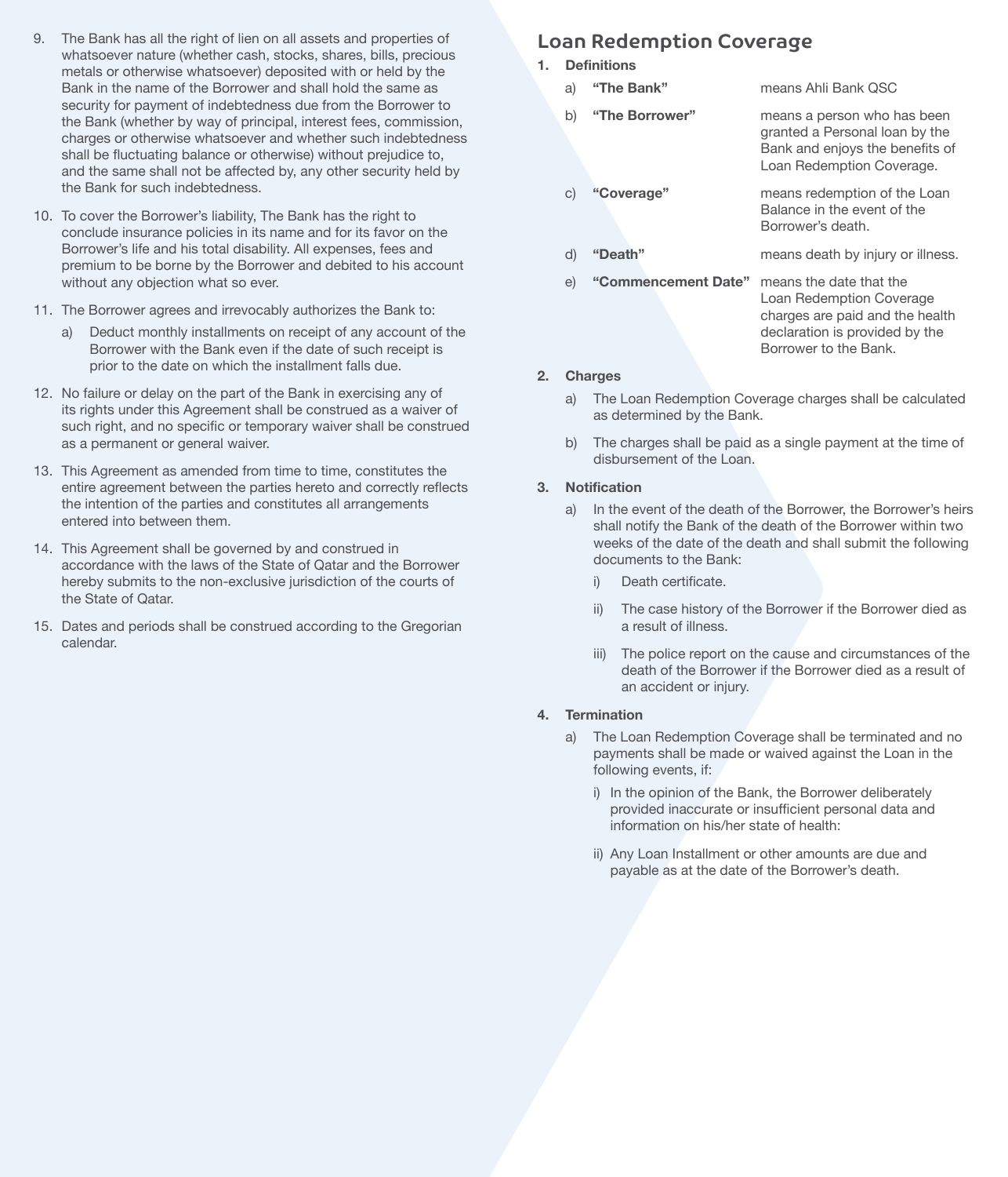9. The Bank has all the right of lien on all assets and properties of whatsoever nature (whether cash, stocks, shares, bills, precious metals or otherwise whatsoever) deposited with or held by the Bank in the name of the Borrower and shall hold the same as security for payment of indebtedness due from the Borrower to the Bank (whether by way of principal, interest fees, commission, charges or otherwise whatsoever and whether such indebtedness shall be fluctuating balance or otherwise) without prejudice to, and the same shall not be affected by, any other security held by the Bank for such indebtedness.

10. To cover the Borrower's liability, The Bank has the right to conclude insurance policies in its name and for its favor on the Borrower's life and his total disability. All expenses, fees and premium to be borne by the Borrower and debited to his account without any objection what so ever.

11. The Borrower agrees and irrevocably authorizes the Bank to:
    a) Deduct monthly installments on receipt of any account of the Borrower with the Bank even if the date of such receipt is prior to the date on which the installment falls due.

12. No failure or delay on the part of the Bank in exercising any of its rights under this Agreement shall be construed as a waiver of such right, and no specific or temporary waiver shall be construed as a permanent or general waiver.

13. This Agreement as amended from time to time, constitutes the entire agreement between the parties hereto and correctly reflects the intention of the parties and constitutes all arrangements entered into between them.

14. This Agreement shall be governed by and construed in accordance with the laws of the State of Qatar and the Borrower hereby submits to the non-exclusive jurisdiction of the courts of the State of Qatar.

15. Dates and periods shall be construed according to the Gregorian calendar.

## Loan Redemption Coverage

1. **Definitions**
   a) **"The Bank"** means Ahli Bank QSC
   b) **"The Borrower"** means a person who has been granted a Personal loan by the Bank and enjoys the benefits of Loan Redemption Coverage.
   c) **"Coverage"** means redemption of the Loan Balance in the event of the Borrower's death.
   d) **"Death"** means death by injury or illness.
   e) **"Commencement Date"** means the date that the Loan Redemption Coverage charges are paid and the health declaration is provided by the Borrower to the Bank.

2. **Charges**
   a) The Loan Redemption Coverage charges shall be calculated as determined by the Bank.
   b) The charges shall be paid as a single payment at the time of disbursement of the Loan.

3. **Notification**
   a) In the event of the death of the Borrower, the Borrower's heirs shall notify the Bank of the death of the Borrower within two weeks of the date of the death and shall submit the following documents to the Bank:
      i) Death certificate.
      ii) The case history of the Borrower if the Borrower died as a result of illness.
      iii) The police report on the cause and circumstances of the death of the Borrower if the Borrower died as a result of an accident or injury.

4. **Termination**
   a) The Loan Redemption Coverage shall be terminated and no payments shall be made or waived against the Loan in the following events, if:
      i) In the opinion of the Bank, the Borrower deliberately provided inaccurate or insufficient personal data and information on his/her state of health:
      ii) Any Loan Installment or other amounts are due and payable as at the date of the Borrower's death.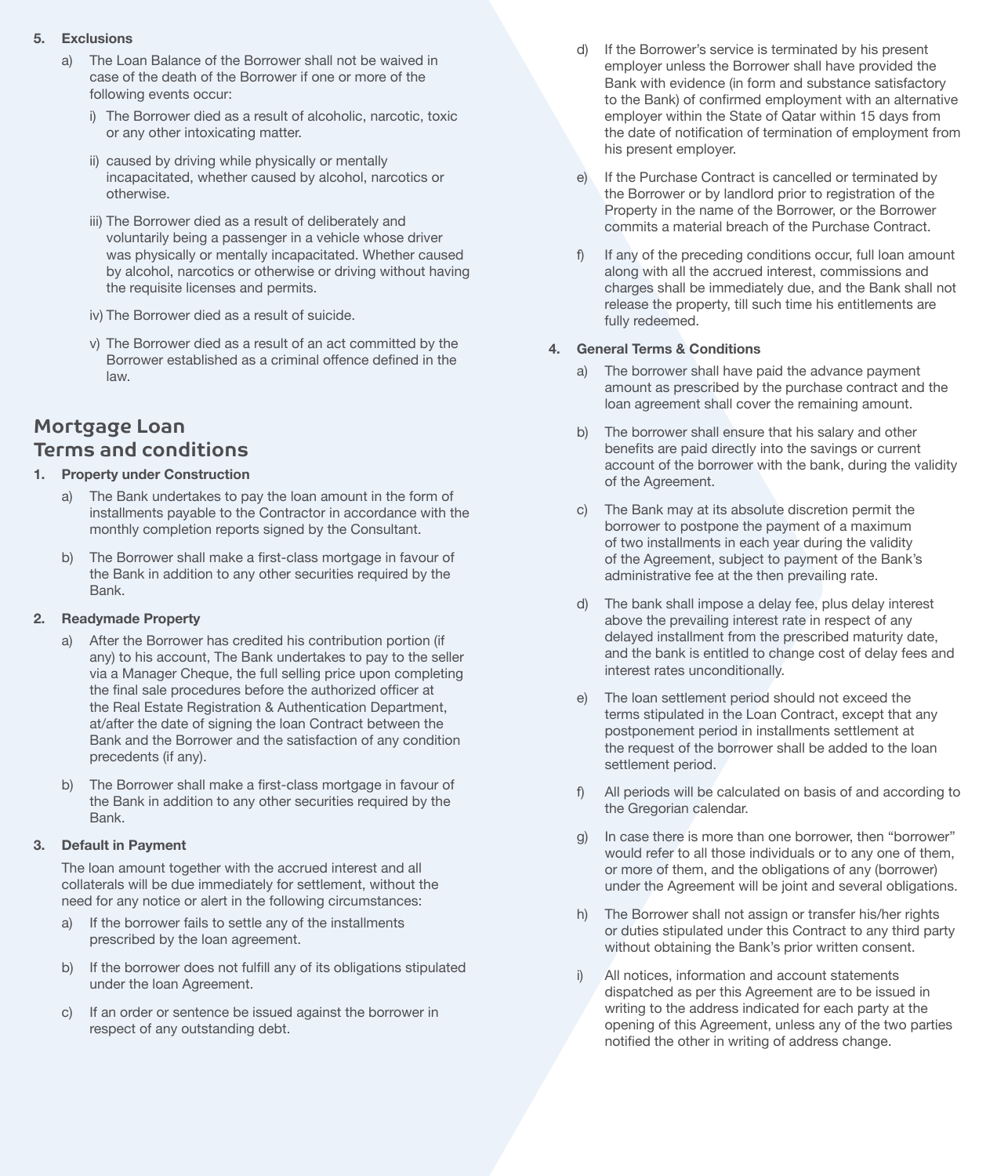**5. Exclusions**

a) The Loan Balance of the Borrower shall not be waived in case of the death of the Borrower if one or more of the following events occur:

i) The Borrower died as a result of alcoholic, narcotic, toxic or any other intoxicating matter.

ii) caused by driving while physically or mentally incapacitated, whether caused by alcohol, narcotics or otherwise.

iii) The Borrower died as a result of deliberately and voluntarily being a passenger in a vehicle whose driver was physically or mentally incapacitated. Whether caused by alcohol, narcotics or otherwise or driving without having the requisite licenses and permits.

iv) The Borrower died as a result of suicide.

v) The Borrower died as a result of an act committed by the Borrower established as a criminal offence defined in the law.

## Mortgage Loan Terms and conditions

**1. Property under Construction**

a) The Bank undertakes to pay the loan amount in the form of installments payable to the Contractor in accordance with the monthly completion reports signed by the Consultant.

b) The Borrower shall make a first-class mortgage in favour of the Bank in addition to any other securities required by the Bank.

**2. Readymade Property**

a) After the Borrower has credited his contribution portion (if any) to his account, The Bank undertakes to pay to the seller via a Manager Cheque, the full selling price upon completing the final sale procedures before the authorized officer at the Real Estate Registration & Authentication Department, at/after the date of signing the loan Contract between the Bank and the Borrower and the satisfaction of any condition precedents (if any).

b) The Borrower shall make a first-class mortgage in favour of the Bank in addition to any other securities required by the Bank.

**3. Default in Payment**

The loan amount together with the accrued interest and all collaterals will be due immediately for settlement, without the need for any notice or alert in the following circumstances:

a) If the borrower fails to settle any of the installments prescribed by the loan agreement.

b) If the borrower does not fulfill any of its obligations stipulated under the loan Agreement.

c) If an order or sentence be issued against the borrower in respect of any outstanding debt.

d) If the Borrower's service is terminated by his present employer unless the Borrower shall have provided the Bank with evidence (in form and substance satisfactory to the Bank) of confirmed employment with an alternative employer within the State of Qatar within 15 days from the date of notification of termination of employment from his present employer.

e) If the Purchase Contract is cancelled or terminated by the Borrower or by landlord prior to registration of the Property in the name of the Borrower, or the Borrower commits a material breach of the Purchase Contract.

f) If any of the preceding conditions occur, full loan amount along with all the accrued interest, commissions and charges shall be immediately due, and the Bank shall not release the property, till such time his entitlements are fully redeemed.

**4. General Terms & Conditions**

a) The borrower shall have paid the advance payment amount as prescribed by the purchase contract and the loan agreement shall cover the remaining amount.

b) The borrower shall ensure that his salary and other benefits are paid directly into the savings or current account of the borrower with the bank, during the validity of the Agreement.

c) The Bank may at its absolute discretion permit the borrower to postpone the payment of a maximum of two installments in each year during the validity of the Agreement, subject to payment of the Bank's administrative fee at the then prevailing rate.

d) The bank shall impose a delay fee, plus delay interest above the prevailing interest rate in respect of any delayed installment from the prescribed maturity date, and the bank is entitled to change cost of delay fees and interest rates unconditionally.

e) The loan settlement period should not exceed the terms stipulated in the Loan Contract, except that any postponement period in installments settlement at the request of the borrower shall be added to the loan settlement period.

f) All periods will be calculated on basis of and according to the Gregorian calendar.

g) In case there is more than one borrower, then "borrower" would refer to all those individuals or to any one of them, or more of them, and the obligations of any (borrower) under the Agreement will be joint and several obligations.

h) The Borrower shall not assign or transfer his/her rights or duties stipulated under this Contract to any third party without obtaining the Bank's prior written consent.

i) All notices, information and account statements dispatched as per this Agreement are to be issued in writing to the address indicated for each party at the opening of this Agreement, unless any of the two parties notified the other in writing of address change.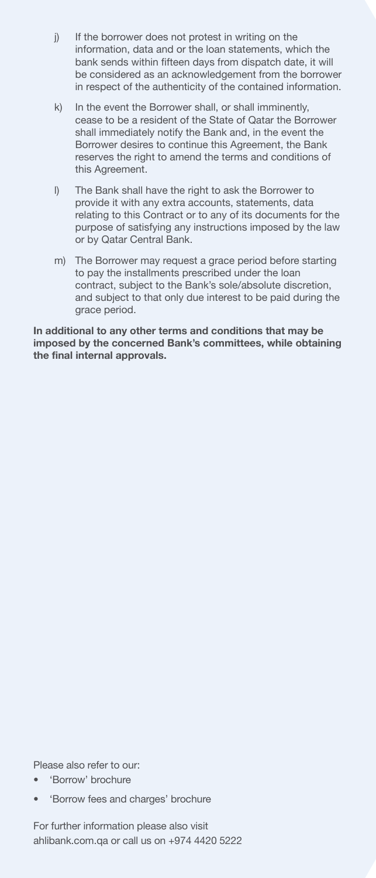j) If the borrower does not protest in writing on the information, data and or the loan statements, which the bank sends within fifteen days from dispatch date, it will be considered as an acknowledgement from the borrower in respect of the authenticity of the contained information.

k) In the event the Borrower shall, or shall imminently, cease to be a resident of the State of Qatar the Borrower shall immediately notify the Bank and, in the event the Borrower desires to continue this Agreement, the Bank reserves the right to amend the terms and conditions of this Agreement.

l) The Bank shall have the right to ask the Borrower to provide it with any extra accounts, statements, data relating to this Contract or to any of its documents for the purpose of satisfying any instructions imposed by the law or by Qatar Central Bank.

m) The Borrower may request a grace period before starting to pay the installments prescribed under the loan contract, subject to the Bank's sole/absolute discretion, and subject to that only due interest to be paid during the grace period.

**In additional to any other terms and conditions that may be imposed by the concerned Bank's committees, while obtaining the final internal approvals.**

Please also refer to our:

- 'Borrow' brochure
- 'Borrow fees and charges' brochure

For further information please also visit ahlibank.com.qa or call us on +974 4420 5222